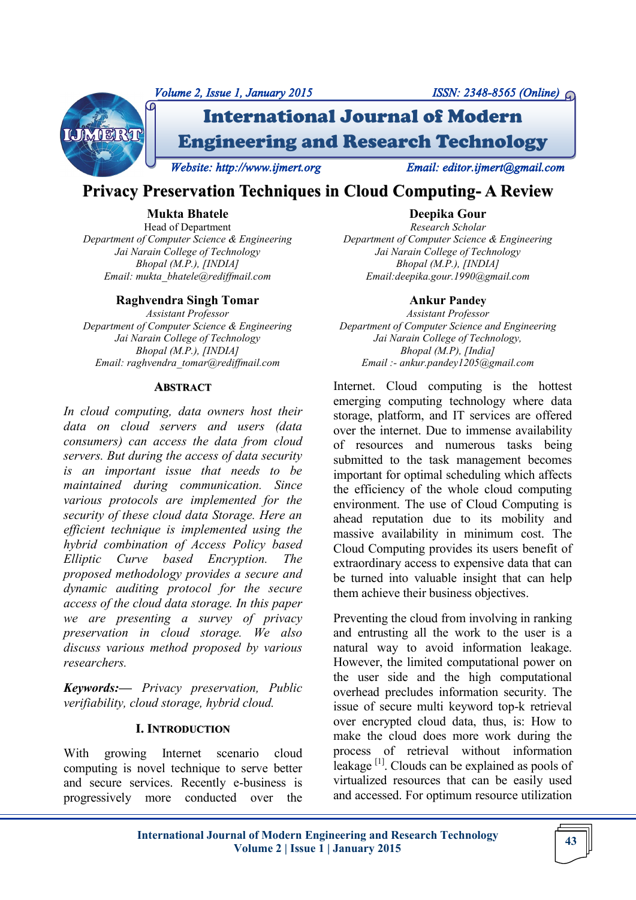# Privacy Preservation Techniques in Cloud Computing- A Review

**Mukta Bhatele**
Head of Department
*Department of Computer Science & Engineering*
*Jai Narain College of Technology*
*Bhopal (M.P.), [INDIA]*
*Email: mukta_bhatele@rediffmail.com*

**Deepika Gour**
*Research Scholar*
*Department of Computer Science & Engineering*
*Jai Narain College of Technology*
*Bhopal (M.P.), [INDIA]*
*Email:deepika.gour.1990@gmail.com*

**Raghvendra Singh Tomar**
*Assistant Professor*
*Department of Computer Science & Engineering*
*Jai Narain College of Technology*
*Bhopal (M.P.), [INDIA]*
*Email: raghvendra_tomar@rediffmail.com*

**Ankur Pandey**
*Assistant Professor*
*Department of Computer Science and Engineering*
*Jai Narain College of Technology,*
*Bhopal (M.P), [India]*
*Email :- ankur.pandey1205@gmail.com*

## Abstract

*In cloud computing, data owners host their data on cloud servers and users (data consumers) can access the data from cloud servers. But during the access of data security is an important issue that needs to be maintained during communication. Since various protocols are implemented for the security of these cloud data Storage. Here an efficient technique is implemented using the hybrid combination of Access Policy based Elliptic Curve based Encryption. The proposed methodology provides a secure and dynamic auditing protocol for the secure access of the cloud data storage. In this paper we are presenting a survey of privacy preservation in cloud storage. We also discuss various method proposed by various researchers.*

***Keywords:—*** *Privacy preservation, Public verifiability, cloud storage, hybrid cloud.*

## I. Introduction

With growing Internet scenario cloud computing is novel technique to serve better and secure services. Recently e-business is progressively more conducted over the Internet. Cloud computing is the hottest emerging computing technology where data storage, platform, and IT services are offered over the internet. Due to immense availability of resources and numerous tasks being submitted to the task management becomes important for optimal scheduling which affects the efficiency of the whole cloud computing environment. The use of Cloud Computing is ahead reputation due to its mobility and massive availability in minimum cost. The Cloud Computing provides its users benefit of extraordinary access to expensive data that can be turned into valuable insight that can help them achieve their business objectives.

Preventing the cloud from involving in ranking and entrusting all the work to the user is a natural way to avoid information leakage. However, the limited computational power on the user side and the high computational overhead precludes information security. The issue of secure multi keyword top-k retrieval over encrypted cloud data, thus, is: How to make the cloud does more work during the process of retrieval without information leakage [1]. Clouds can be explained as pools of virtualized resources that can be easily used and accessed. For optimum resource utilization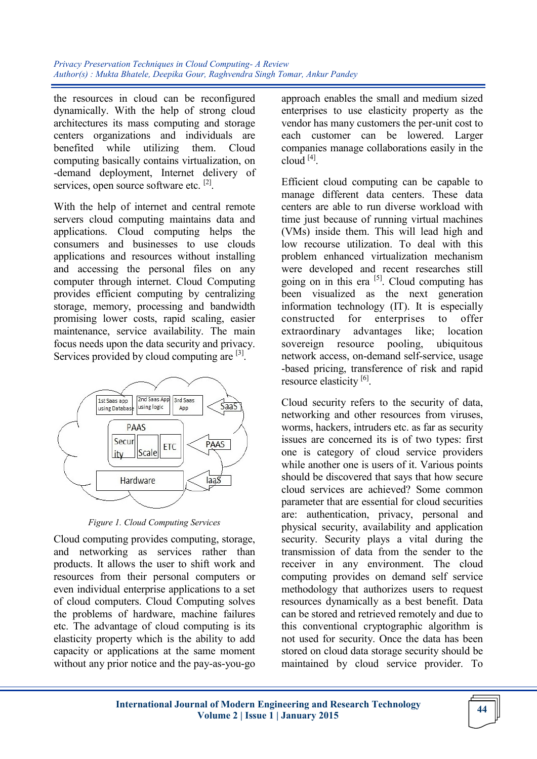the resources in cloud can be reconfigured dynamically. With the help of strong cloud architectures its mass computing and storage centers organizations and individuals are benefited while utilizing them. Cloud computing basically contains virtualization, on -demand deployment, Internet delivery of services, open source software etc. [2].

With the help of internet and central remote servers cloud computing maintains data and applications. Cloud computing helps the consumers and businesses to use clouds applications and resources without installing and accessing the personal files on any computer through internet. Cloud Computing provides efficient computing by centralizing storage, memory, processing and bandwidth promising lower costs, rapid scaling, easier maintenance, service availability. The main focus needs upon the data security and privacy. Services provided by cloud computing are [3].

*Figure 1. Cloud Computing Services*

Cloud computing provides computing, storage, and networking as services rather than products. It allows the user to shift work and resources from their personal computers or even individual enterprise applications to a set of cloud computers. Cloud Computing solves the problems of hardware, machine failures etc. The advantage of cloud computing is its elasticity property which is the ability to add capacity or applications at the same moment without any prior notice and the pay-as-you-go approach enables the small and medium sized enterprises to use elasticity property as the vendor has many customers the per-unit cost to each customer can be lowered. Larger companies manage collaborations easily in the cloud [4].

Efficient cloud computing can be capable to manage different data centers. These data centers are able to run diverse workload with time just because of running virtual machines (VMs) inside them. This will lead high and low recourse utilization. To deal with this problem enhanced virtualization mechanism were developed and recent researches still going on in this era [5]. Cloud computing has been visualized as the next generation information technology (IT). It is especially constructed for enterprises to offer extraordinary advantages like; location sovereign resource pooling, ubiquitous network access, on-demand self-service, usage -based pricing, transference of risk and rapid resource elasticity [6].

Cloud security refers to the security of data, networking and other resources from viruses, worms, hackers, intruders etc. as far as security issues are concerned its is of two types: first one is category of cloud service providers while another one is users of it. Various points should be discovered that says that how secure cloud services are achieved? Some common parameter that are essential for cloud securities are: authentication, privacy, personal and physical security, availability and application security. Security plays a vital during the transmission of data from the sender to the receiver in any environment. The cloud computing provides on demand self service methodology that authorizes users to request resources dynamically as a best benefit. Data can be stored and retrieved remotely and due to this conventional cryptographic algorithm is not used for security. Once the data has been stored on cloud data storage security should be maintained by cloud service provider. To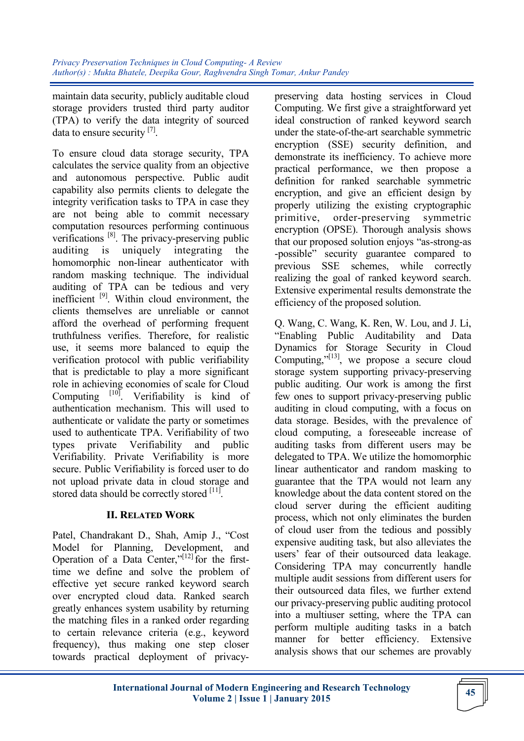maintain data security, publicly auditable cloud storage providers trusted third party auditor (TPA) to verify the data integrity of sourced data to ensure security [7].

To ensure cloud data storage security, TPA calculates the service quality from an objective and autonomous perspective. Public audit capability also permits clients to delegate the integrity verification tasks to TPA in case they are not being able to commit necessary computation resources performing continuous verifications [8]. The privacy-preserving public auditing is uniquely integrating the homomorphic non-linear authenticator with random masking technique. The individual auditing of TPA can be tedious and very inefficient [9]. Within cloud environment, the clients themselves are unreliable or cannot afford the overhead of performing frequent truthfulness verifies. Therefore, for realistic use, it seems more balanced to equip the verification protocol with public verifiability that is predictable to play a more significant role in achieving economies of scale for Cloud Computing [10]. Verifiability is kind of authentication mechanism. This will used to authenticate or validate the party or sometimes used to authenticate TPA. Verifiability of two types private Verifiability and public Verifiability. Private Verifiability is more secure. Public Verifiability is forced user to do not upload private data in cloud storage and stored data should be correctly stored [11].

## II. Related Work

Patel, Chandrakant D., Shah, Amip J., "Cost Model for Planning, Development, and Operation of a Data Center,"[12] for the first-time we define and solve the problem of effective yet secure ranked keyword search over encrypted cloud data. Ranked search greatly enhances system usability by returning the matching files in a ranked order regarding to certain relevance criteria (e.g., keyword frequency), thus making one step closer towards practical deployment of privacy-preserving data hosting services in Cloud Computing. We first give a straightforward yet ideal construction of ranked keyword search under the state-of-the-art searchable symmetric encryption (SSE) security definition, and demonstrate its inefficiency. To achieve more practical performance, we then propose a definition for ranked searchable symmetric encryption, and give an efficient design by properly utilizing the existing cryptographic primitive, order-preserving symmetric encryption (OPSE). Thorough analysis shows that our proposed solution enjoys "as-strong-as -possible" security guarantee compared to previous SSE schemes, while correctly realizing the goal of ranked keyword search. Extensive experimental results demonstrate the efficiency of the proposed solution.

Q. Wang, C. Wang, K. Ren, W. Lou, and J. Li, "Enabling Public Auditability and Data Dynamics for Storage Security in Cloud Computing,"[13], we propose a secure cloud storage system supporting privacy-preserving public auditing. Our work is among the first few ones to support privacy-preserving public auditing in cloud computing, with a focus on data storage. Besides, with the prevalence of cloud computing, a foreseeable increase of auditing tasks from different users may be delegated to TPA. We utilize the homomorphic linear authenticator and random masking to guarantee that the TPA would not learn any knowledge about the data content stored on the cloud server during the efficient auditing process, which not only eliminates the burden of cloud user from the tedious and possibly expensive auditing task, but also alleviates the users' fear of their outsourced data leakage. Considering TPA may concurrently handle multiple audit sessions from different users for their outsourced data files, we further extend our privacy-preserving public auditing protocol into a multiuser setting, where the TPA can perform multiple auditing tasks in a batch manner for better efficiency. Extensive analysis shows that our schemes are provably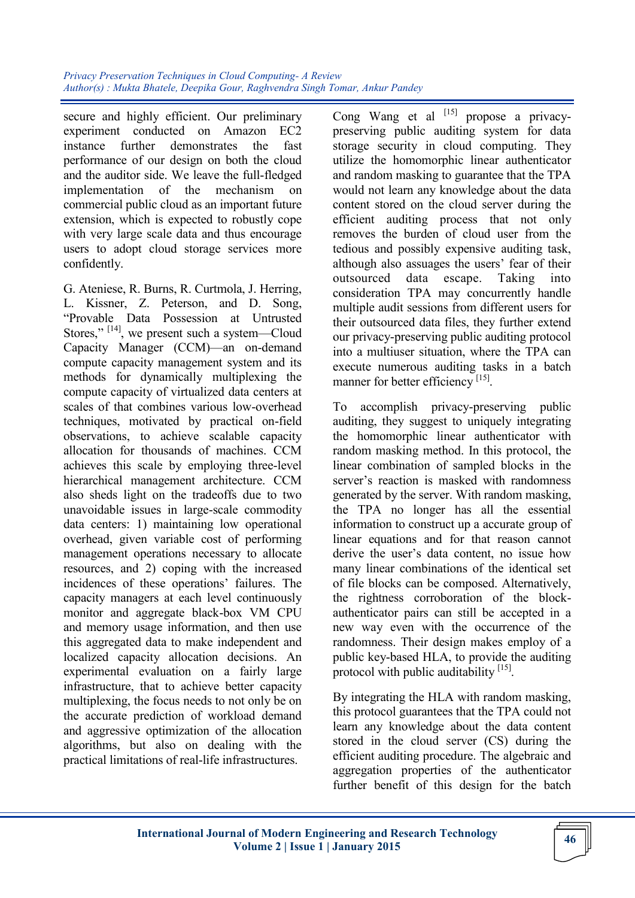secure and highly efficient. Our preliminary experiment conducted on Amazon EC2 instance further demonstrates the fast performance of our design on both the cloud and the auditor side. We leave the full-fledged implementation of the mechanism on commercial public cloud as an important future extension, which is expected to robustly cope with very large scale data and thus encourage users to adopt cloud storage services more confidently.

G. Ateniese, R. Burns, R. Curtmola, J. Herring, L. Kissner, Z. Peterson, and D. Song, "Provable Data Possession at Untrusted Stores," [14], we present such a system—Cloud Capacity Manager (CCM)—an on-demand compute capacity management system and its methods for dynamically multiplexing the compute capacity of virtualized data centers at scales of that combines various low-overhead techniques, motivated by practical on-field observations, to achieve scalable capacity allocation for thousands of machines. CCM achieves this scale by employing three-level hierarchical management architecture. CCM also sheds light on the tradeoffs due to two unavoidable issues in large-scale commodity data centers: 1) maintaining low operational overhead, given variable cost of performing management operations necessary to allocate resources, and 2) coping with the increased incidences of these operations' failures. The capacity managers at each level continuously monitor and aggregate black-box VM CPU and memory usage information, and then use this aggregated data to make independent and localized capacity allocation decisions. An experimental evaluation on a fairly large infrastructure, that to achieve better capacity multiplexing, the focus needs to not only be on the accurate prediction of workload demand and aggressive optimization of the allocation algorithms, but also on dealing with the practical limitations of real-life infrastructures.

Cong Wang et al [15] propose a privacy-preserving public auditing system for data storage security in cloud computing. They utilize the homomorphic linear authenticator and random masking to guarantee that the TPA would not learn any knowledge about the data content stored on the cloud server during the efficient auditing process that not only removes the burden of cloud user from the tedious and possibly expensive auditing task, although also assuages the users' fear of their outsourced data escape. Taking into consideration TPA may concurrently handle multiple audit sessions from different users for their outsourced data files, they further extend our privacy-preserving public auditing protocol into a multiuser situation, where the TPA can execute numerous auditing tasks in a batch manner for better efficiency [15].

To accomplish privacy-preserving public auditing, they suggest to uniquely integrating the homomorphic linear authenticator with random masking method. In this protocol, the linear combination of sampled blocks in the server's reaction is masked with randomness generated by the server. With random masking, the TPA no longer has all the essential information to construct up a accurate group of linear equations and for that reason cannot derive the user's data content, no issue how many linear combinations of the identical set of file blocks can be composed. Alternatively, the rightness corroboration of the block-authenticator pairs can still be accepted in a new way even with the occurrence of the randomness. Their design makes employ of a public key-based HLA, to provide the auditing protocol with public auditability [15].

By integrating the HLA with random masking, this protocol guarantees that the TPA could not learn any knowledge about the data content stored in the cloud server (CS) during the efficient auditing procedure. The algebraic and aggregation properties of the authenticator further benefit of this design for the batch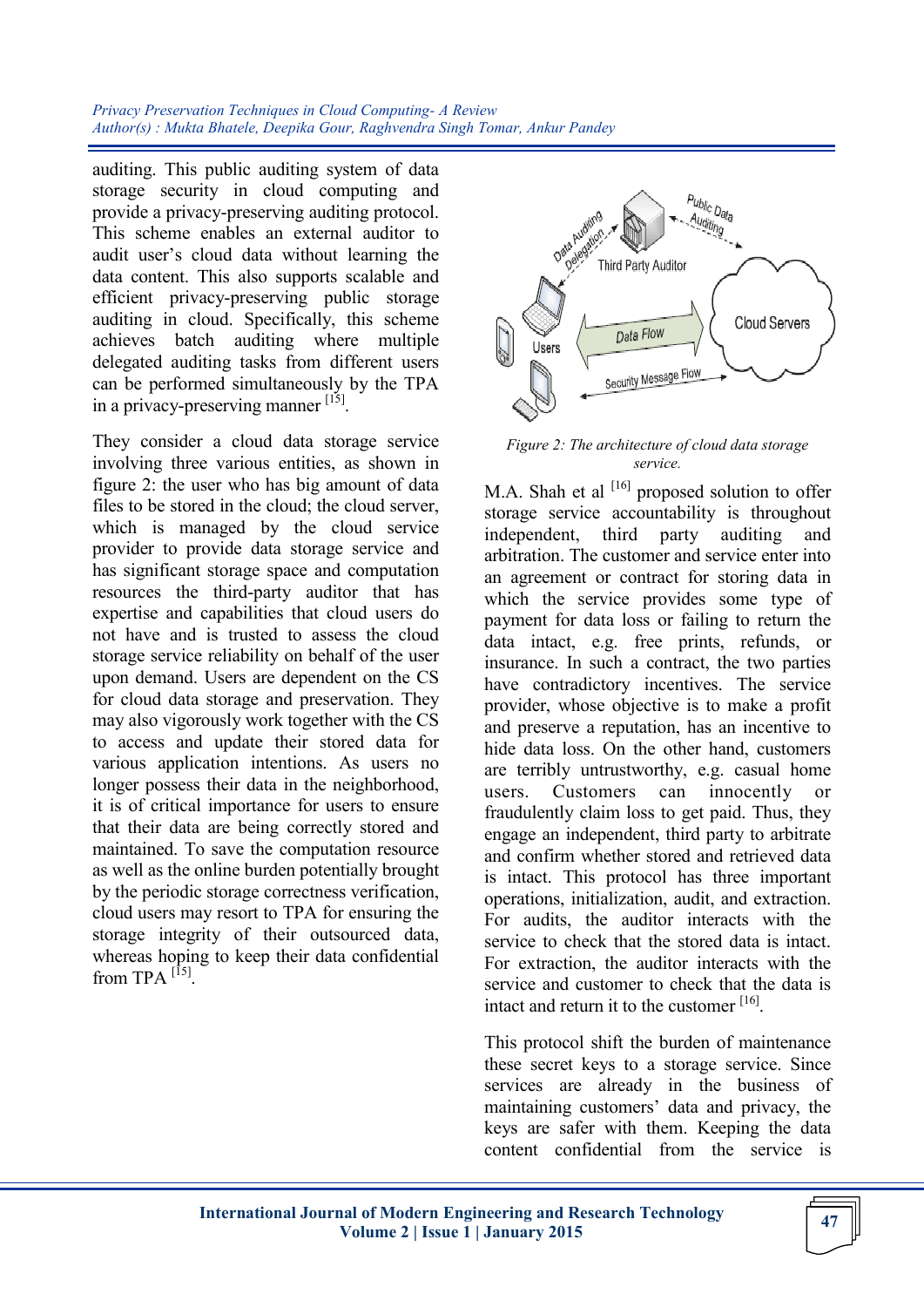auditing. This public auditing system of data storage security in cloud computing and provide a privacy-preserving auditing protocol. This scheme enables an external auditor to audit user's cloud data without learning the data content. This also supports scalable and efficient privacy-preserving public storage auditing in cloud. Specifically, this scheme achieves batch auditing where multiple delegated auditing tasks from different users can be performed simultaneously by the TPA in a privacy-preserving manner [15].

They consider a cloud data storage service involving three various entities, as shown in figure 2: the user who has big amount of data files to be stored in the cloud; the cloud server, which is managed by the cloud service provider to provide data storage service and has significant storage space and computation resources the third-party auditor that has expertise and capabilities that cloud users do not have and is trusted to assess the cloud storage service reliability on behalf of the user upon demand. Users are dependent on the CS for cloud data storage and preservation. They may also vigorously work together with the CS to access and update their stored data for various application intentions. As users no longer possess their data in the neighborhood, it is of critical importance for users to ensure that their data are being correctly stored and maintained. To save the computation resource as well as the online burden potentially brought by the periodic storage correctness verification, cloud users may resort to TPA for ensuring the storage integrity of their outsourced data, whereas hoping to keep their data confidential from TPA [15].

*Figure 2: The architecture of cloud data storage service.*

M.A. Shah et al [16] proposed solution to offer storage service accountability is throughout independent, third party auditing and arbitration. The customer and service enter into an agreement or contract for storing data in which the service provides some type of payment for data loss or failing to return the data intact, e.g. free prints, refunds, or insurance. In such a contract, the two parties have contradictory incentives. The service provider, whose objective is to make a profit and preserve a reputation, has an incentive to hide data loss. On the other hand, customers are terribly untrustworthy, e.g. casual home users. Customers can innocently or fraudulently claim loss to get paid. Thus, they engage an independent, third party to arbitrate and confirm whether stored and retrieved data is intact. This protocol has three important operations, initialization, audit, and extraction. For audits, the auditor interacts with the service to check that the stored data is intact. For extraction, the auditor interacts with the service and customer to check that the data is intact and return it to the customer [16].

This protocol shift the burden of maintenance these secret keys to a storage service. Since services are already in the business of maintaining customers' data and privacy, the keys are safer with them. Keeping the data content confidential from the service is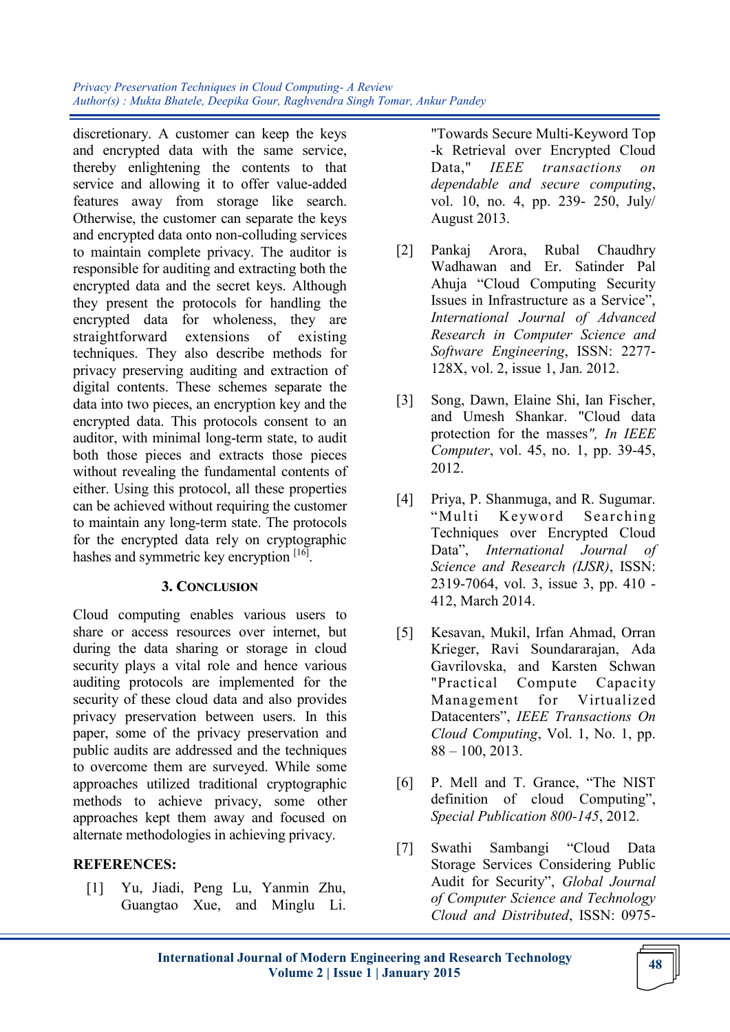discretionary. A customer can keep the keys and encrypted data with the same service, thereby enlightening the contents to that service and allowing it to offer value-added features away from storage like search. Otherwise, the customer can separate the keys and encrypted data onto non-colluding services to maintain complete privacy. The auditor is responsible for auditing and extracting both the encrypted data and the secret keys. Although they present the protocols for handling the encrypted data for wholeness, they are straightforward extensions of existing techniques. They also describe methods for privacy preserving auditing and extraction of digital contents. These schemes separate the data into two pieces, an encryption key and the encrypted data. This protocols consent to an auditor, with minimal long-term state, to audit both those pieces and extracts those pieces without revealing the fundamental contents of either. Using this protocol, all these properties can be achieved without requiring the customer to maintain any long-term state. The protocols for the encrypted data rely on cryptographic hashes and symmetric key encryption [16].

## 3. Conclusion

Cloud computing enables various users to share or access resources over internet, but during the data sharing or storage in cloud security plays a vital role and hence various auditing protocols are implemented for the security of these cloud data and also provides privacy preservation between users. In this paper, some of the privacy preservation and public audits are addressed and the techniques to overcome them are surveyed. While some approaches utilized traditional cryptographic methods to achieve privacy, some other approaches kept them away and focused on alternate methodologies in achieving privacy.

## REFERENCES:

[1] Yu, Jiadi, Peng Lu, Yanmin Zhu, Guangtao Xue, and Minglu Li. "Towards Secure Multi-Keyword Top -k Retrieval over Encrypted Cloud Data," *IEEE transactions on dependable and secure computing*, vol. 10, no. 4, pp. 239- 250, July/ August 2013.

[2] Pankaj Arora, Rubal Chaudhry Wadhawan and Er. Satinder Pal Ahuja "Cloud Computing Security Issues in Infrastructure as a Service", *International Journal of Advanced Research in Computer Science and Software Engineering*, ISSN: 2277-128X, vol. 2, issue 1, Jan. 2012.

[3] Song, Dawn, Elaine Shi, Ian Fischer, and Umesh Shankar. "Cloud data protection for the masses", *In IEEE Computer*, vol. 45, no. 1, pp. 39-45, 2012.

[4] Priya, P. Shanmuga, and R. Sugumar. "Multi Keyword Searching Techniques over Encrypted Cloud Data", *International Journal of Science and Research (IJSR)*, ISSN: 2319-7064, vol. 3, issue 3, pp. 410 - 412, March 2014.

[5] Kesavan, Mukil, Irfan Ahmad, Orran Krieger, Ravi Soundararajan, Ada Gavrilovska, and Karsten Schwan "Practical Compute Capacity Management for Virtualized Datacenters", *IEEE Transactions On Cloud Computing*, Vol. 1, No. 1, pp. 88 – 100, 2013.

[6] P. Mell and T. Grance, "The NIST definition of cloud Computing", *Special Publication 800-145*, 2012.

[7] Swathi Sambangi "Cloud Data Storage Services Considering Public Audit for Security", *Global Journal of Computer Science and Technology Cloud and Distributed*, ISSN: 0975-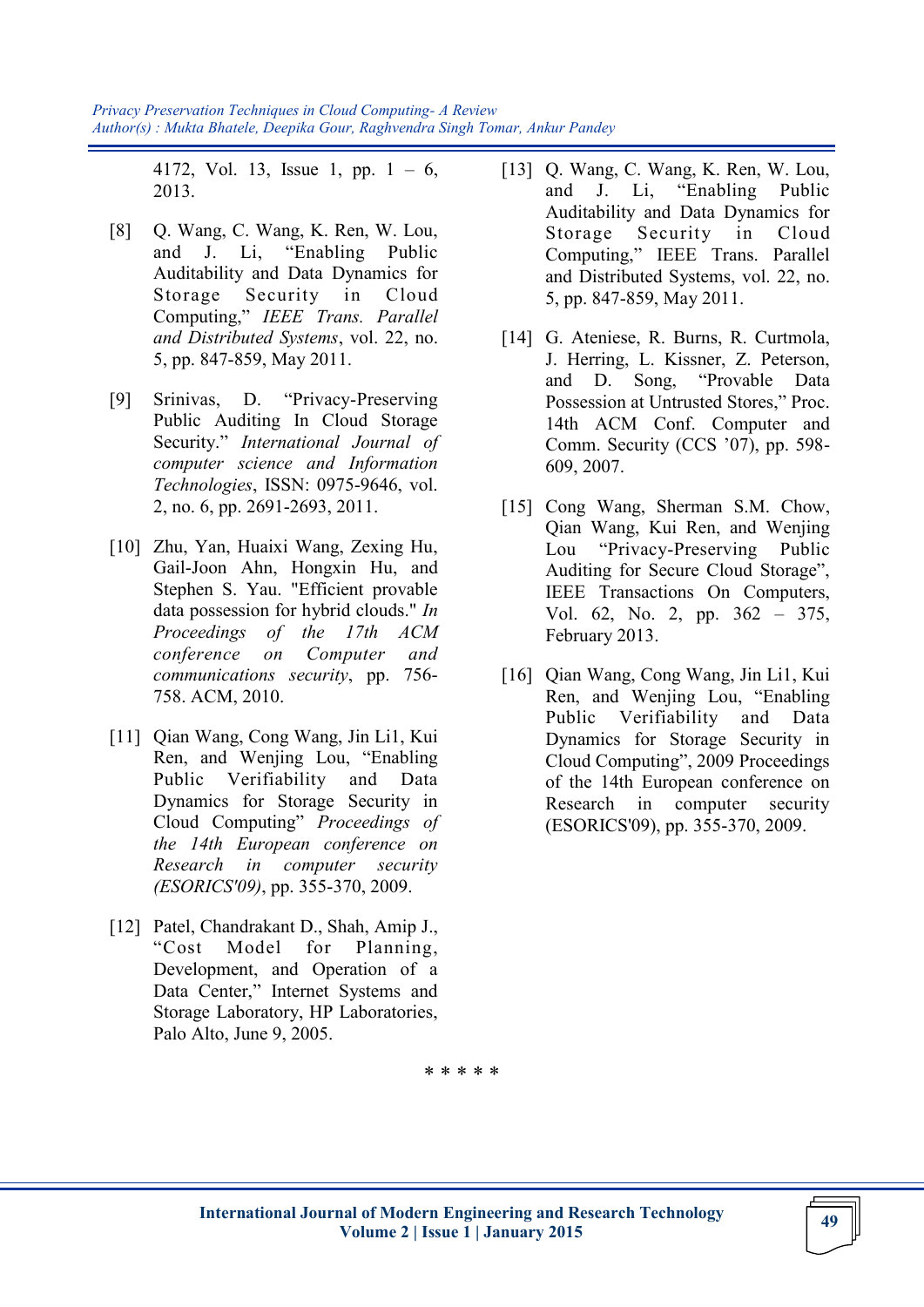4172, Vol. 13, Issue 1, pp. 1 – 6, 2013.

[8] Q. Wang, C. Wang, K. Ren, W. Lou, and J. Li, "Enabling Public Auditability and Data Dynamics for Storage Security in Cloud Computing," *IEEE Trans. Parallel and Distributed Systems*, vol. 22, no. 5, pp. 847-859, May 2011.

[9] Srinivas, D. "Privacy-Preserving Public Auditing In Cloud Storage Security." *International Journal of computer science and Information Technologies*, ISSN: 0975-9646, vol. 2, no. 6, pp. 2691-2693, 2011.

[10] Zhu, Yan, Huaixi Wang, Zexing Hu, Gail-Joon Ahn, Hongxin Hu, and Stephen S. Yau. "Efficient provable data possession for hybrid clouds." *In Proceedings of the 17th ACM conference on Computer and communications security*, pp. 756-758. ACM, 2010.

[11] Qian Wang, Cong Wang, Jin Li1, Kui Ren, and Wenjing Lou, "Enabling Public Verifiability and Data Dynamics for Storage Security in Cloud Computing" *Proceedings of the 14th European conference on Research in computer security (ESORICS'09)*, pp. 355-370, 2009.

[12] Patel, Chandrakant D., Shah, Amip J., "Cost Model for Planning, Development, and Operation of a Data Center," Internet Systems and Storage Laboratory, HP Laboratories, Palo Alto, June 9, 2005.

[13] Q. Wang, C. Wang, K. Ren, W. Lou, and J. Li, "Enabling Public Auditability and Data Dynamics for Storage Security in Cloud Computing," IEEE Trans. Parallel and Distributed Systems, vol. 22, no. 5, pp. 847-859, May 2011.

[14] G. Ateniese, R. Burns, R. Curtmola, J. Herring, L. Kissner, Z. Peterson, and D. Song, "Provable Data Possession at Untrusted Stores," Proc. 14th ACM Conf. Computer and Comm. Security (CCS '07), pp. 598-609, 2007.

[15] Cong Wang, Sherman S.M. Chow, Qian Wang, Kui Ren, and Wenjing Lou "Privacy-Preserving Public Auditing for Secure Cloud Storage", IEEE Transactions On Computers, Vol. 62, No. 2, pp. 362 – 375, February 2013.

[16] Qian Wang, Cong Wang, Jin Li1, Kui Ren, and Wenjing Lou, "Enabling Public Verifiability and Data Dynamics for Storage Security in Cloud Computing", 2009 Proceedings of the 14th European conference on Research in computer security (ESORICS'09), pp. 355-370, 2009.

\* \* \* \* \*